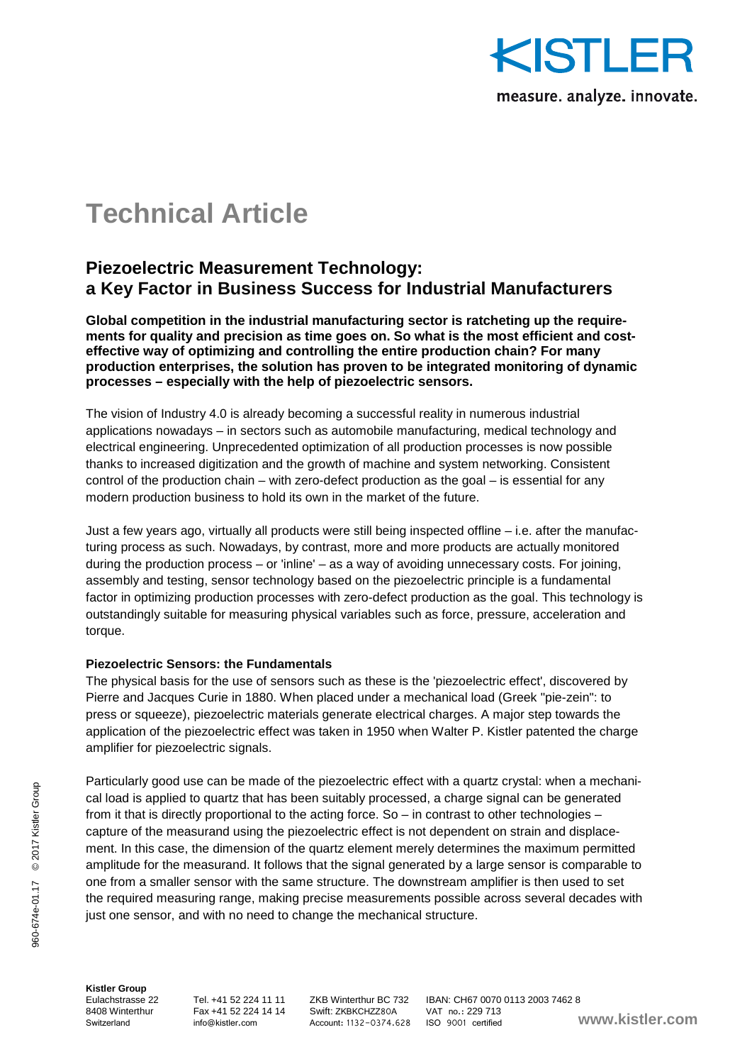# Technical Article

## Piezoelectric Measurement Technology: a Key Factor in Business Success for Industrial Manufacturers

**Global competition in the industrial manufacturing sector is ratcheting up the requirements for quality and precision as time goes on. So what is the most efficient and cost-effective way of optimizing and controlling the entire production chain? For many production enterprises, the solution has proven to be integrated monitoring of dynamic processes – especially with the help of piezoelectric sensors.**

The vision of Industry 4.0 is already becoming a successful reality in numerous industrial applications nowadays – in sectors such as automobile manufacturing, medical technology and electrical engineering. Unprecedented optimization of all production processes is now possible thanks to increased digitization and the growth of machine and system networking. Consistent control of the production chain – with zero-defect production as the goal – is essential for any modern production business to hold its own in the market of the future.

Just a few years ago, virtually all products were still being inspected offline – i.e. after the manufacturing process as such. Nowadays, by contrast, more and more products are actually monitored during the production process – or 'inline' – as a way of avoiding unnecessary costs. For joining, assembly and testing, sensor technology based on the piezoelectric principle is a fundamental factor in optimizing production processes with zero-defect production as the goal. This technology is outstandingly suitable for measuring physical variables such as force, pressure, acceleration and torque.

### Piezoelectric Sensors: the Fundamentals

The physical basis for the use of sensors such as these is the 'piezoelectric effect', discovered by Pierre and Jacques Curie in 1880. When placed under a mechanical load (Greek "pie-zein": to press or squeeze), piezoelectric materials generate electrical charges. A major step towards the application of the piezoelectric effect was taken in 1950 when Walter P. Kistler patented the charge amplifier for piezoelectric signals.

Particularly good use can be made of the piezoelectric effect with a quartz crystal: when a mechanical load is applied to quartz that has been suitably processed, a charge signal can be generated from it that is directly proportional to the acting force. So – in contrast to other technologies – capture of the measurand using the piezoelectric effect is not dependent on strain and displacement. In this case, the dimension of the quartz element merely determines the maximum permitted amplitude for the measurand. It follows that the signal generated by a large sensor is comparable to one from a smaller sensor with the same structure. The downstream amplifier is then used to set the required measuring range, making precise measurements possible across several decades with just one sensor, and with no need to change the mechanical structure.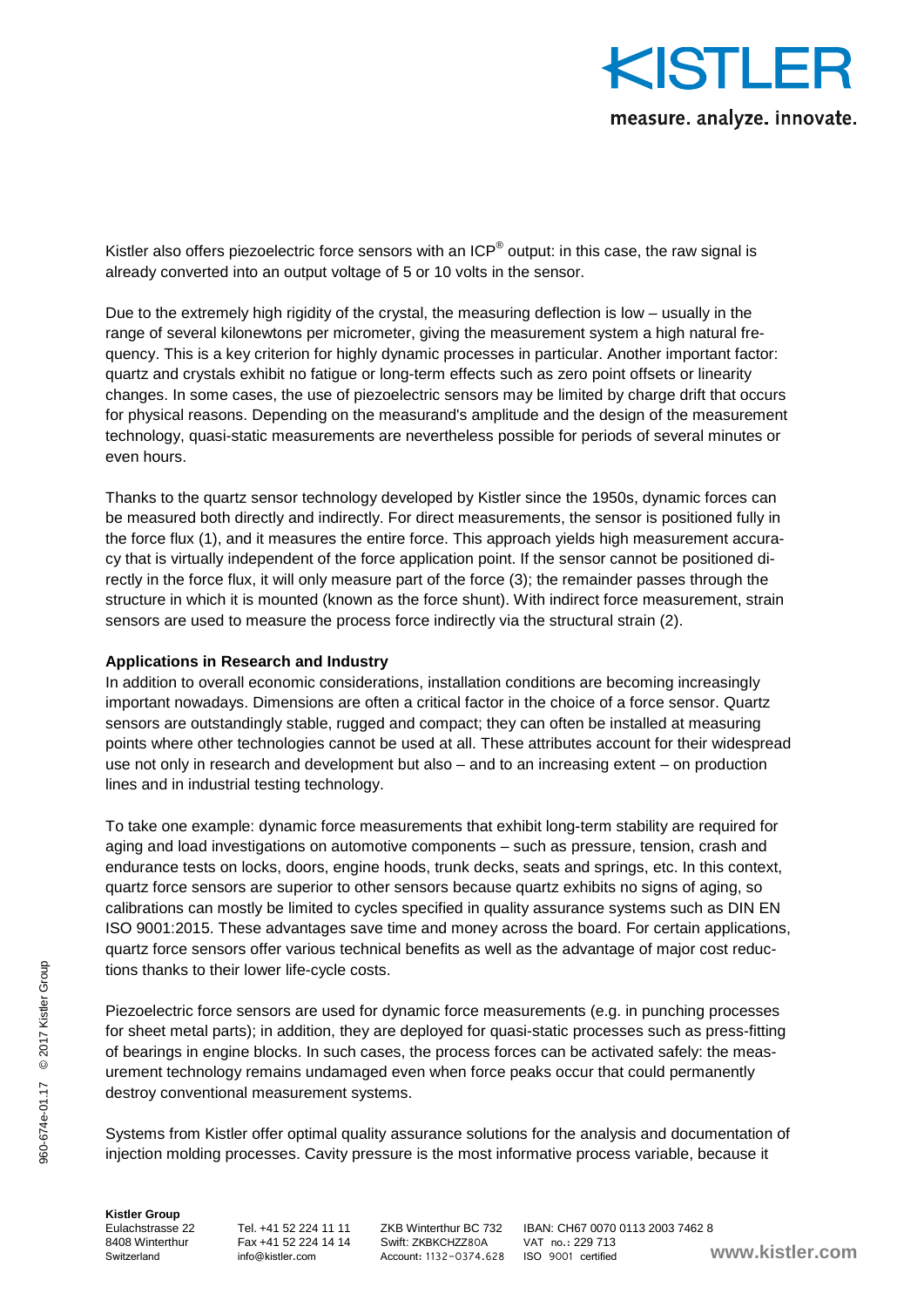Kistler also offers piezoelectric force sensors with an ICP® output: in this case, the raw signal is already converted into an output voltage of 5 or 10 volts in the sensor.

Due to the extremely high rigidity of the crystal, the measuring deflection is low – usually in the range of several kilonewtons per micrometer, giving the measurement system a high natural frequency. This is a key criterion for highly dynamic processes in particular. Another important factor: quartz and crystals exhibit no fatigue or long-term effects such as zero point offsets or linearity changes. In some cases, the use of piezoelectric sensors may be limited by charge drift that occurs for physical reasons. Depending on the measurand's amplitude and the design of the measurement technology, quasi-static measurements are nevertheless possible for periods of several minutes or even hours.

Thanks to the quartz sensor technology developed by Kistler since the 1950s, dynamic forces can be measured both directly and indirectly. For direct measurements, the sensor is positioned fully in the force flux (1), and it measures the entire force. This approach yields high measurement accuracy that is virtually independent of the force application point. If the sensor cannot be positioned directly in the force flux, it will only measure part of the force (3); the remainder passes through the structure in which it is mounted (known as the force shunt). With indirect force measurement, strain sensors are used to measure the process force indirectly via the structural strain (2).

**Applications in Research and Industry**

In addition to overall economic considerations, installation conditions are becoming increasingly important nowadays. Dimensions are often a critical factor in the choice of a force sensor. Quartz sensors are outstandingly stable, rugged and compact; they can often be installed at measuring points where other technologies cannot be used at all. These attributes account for their widespread use not only in research and development but also – and to an increasing extent – on production lines and in industrial testing technology.

To take one example: dynamic force measurements that exhibit long-term stability are required for aging and load investigations on automotive components – such as pressure, tension, crash and endurance tests on locks, doors, engine hoods, trunk decks, seats and springs, etc. In this context, quartz force sensors are superior to other sensors because quartz exhibits no signs of aging, so calibrations can mostly be limited to cycles specified in quality assurance systems such as DIN EN ISO 9001:2015. These advantages save time and money across the board. For certain applications, quartz force sensors offer various technical benefits as well as the advantage of major cost reductions thanks to their lower life-cycle costs.

Piezoelectric force sensors are used for dynamic force measurements (e.g. in punching processes for sheet metal parts); in addition, they are deployed for quasi-static processes such as press-fitting of bearings in engine blocks. In such cases, the process forces can be activated safely: the measurement technology remains undamaged even when force peaks occur that could permanently destroy conventional measurement systems.

Systems from Kistler offer optimal quality assurance solutions for the analysis and documentation of injection molding processes. Cavity pressure is the most informative process variable, because it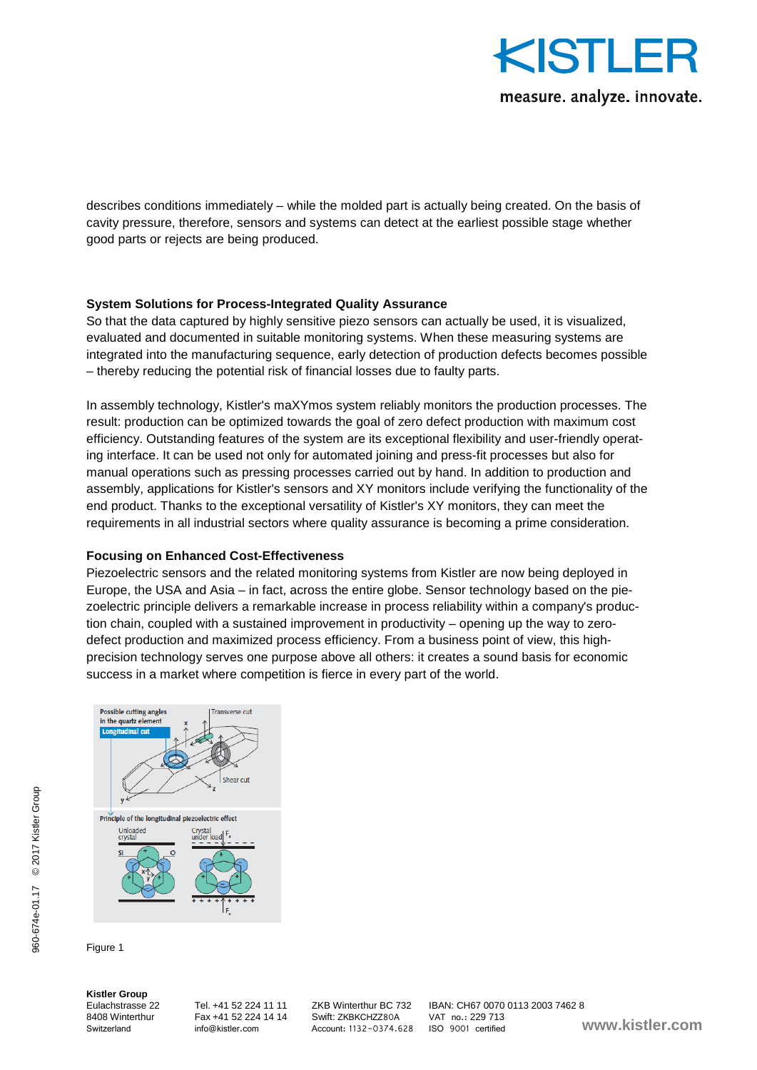describes conditions immediately – while the molded part is actually being created. On the basis of cavity pressure, therefore, sensors and systems can detect at the earliest possible stage whether good parts or rejects are being produced.

**System Solutions for Process-Integrated Quality Assurance**

So that the data captured by highly sensitive piezo sensors can actually be used, it is visualized, evaluated and documented in suitable monitoring systems. When these measuring systems are integrated into the manufacturing sequence, early detection of production defects becomes possible – thereby reducing the potential risk of financial losses due to faulty parts.

In assembly technology, Kistler's maXYmos system reliably monitors the production processes. The result: production can be optimized towards the goal of zero defect production with maximum cost efficiency. Outstanding features of the system are its exceptional flexibility and user-friendly operating interface. It can be used not only for automated joining and press-fit processes but also for manual operations such as pressing processes carried out by hand. In addition to production and assembly, applications for Kistler's sensors and XY monitors include verifying the functionality of the end product. Thanks to the exceptional versatility of Kistler's XY monitors, they can meet the requirements in all industrial sectors where quality assurance is becoming a prime consideration.

**Focusing on Enhanced Cost-Effectiveness**

Piezoelectric sensors and the related monitoring systems from Kistler are now being deployed in Europe, the USA and Asia – in fact, across the entire globe. Sensor technology based on the piezoelectric principle delivers a remarkable increase in process reliability within a company's production chain, coupled with a sustained improvement in productivity – opening up the way to zero-defect production and maximized process efficiency. From a business point of view, this high-precision technology serves one purpose above all others: it creates a sound basis for economic success in a market where competition is fierce in every part of the world.

Figure 1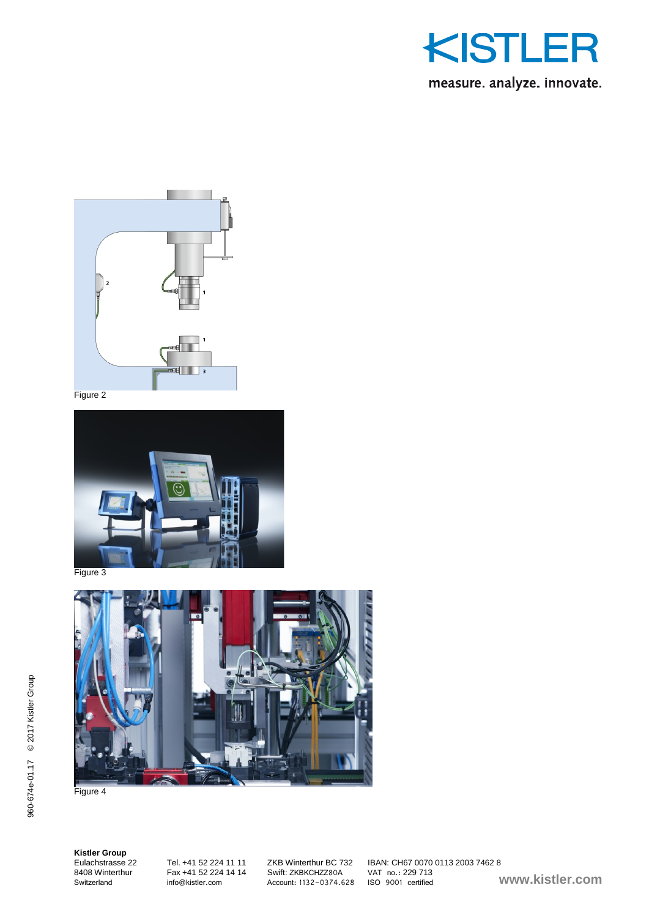Figure 2

Figure 3

Figure 4

960-674e-01.17 © 2017 Kistler Group

**Kistler Group**
Eulachstrasse 22
8408 Winterthur
Switzerland

Tel. +41 52 224 11 11
Fax +41 52 224 14 14
info@kistler.com

ZKB Winterthur BC 732
Swift: ZKBKCHZZ80A
Account: 1132-0374.628

IBAN: CH67 0070 0113 2003 7462 8
VAT no.: 229 713
ISO 9001 certified

www.kistler.com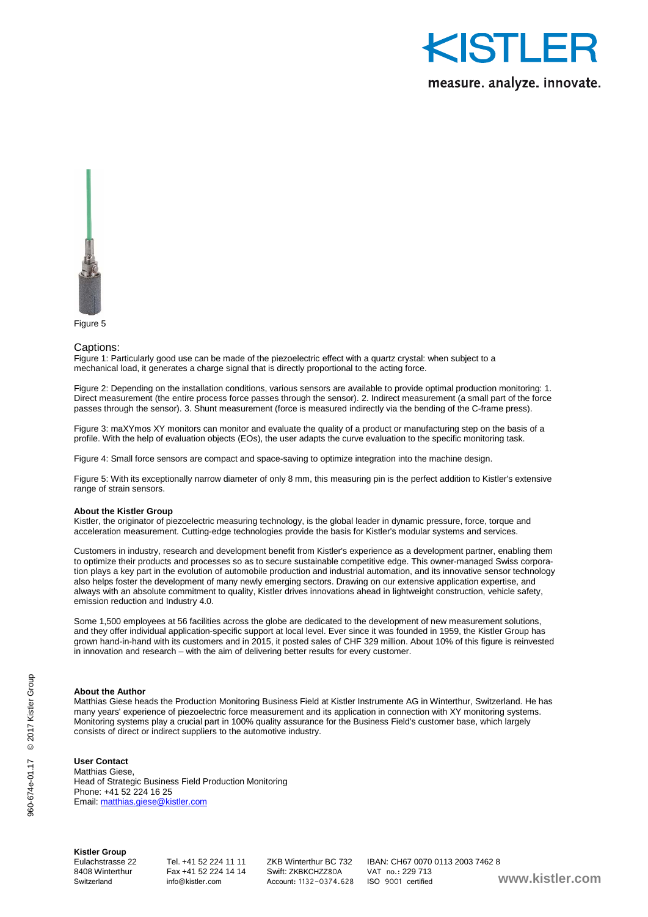Figure 5

Captions:

Figure 1: Particularly good use can be made of the piezoelectric effect with a quartz crystal: when subject to a mechanical load, it generates a charge signal that is directly proportional to the acting force.

Figure 2: Depending on the installation conditions, various sensors are available to provide optimal production monitoring: 1. Direct measurement (the entire process force passes through the sensor). 2. Indirect measurement (a small part of the force passes through the sensor). 3. Shunt measurement (force is measured indirectly via the bending of the C-frame press).

Figure 3: maXYmos XY monitors can monitor and evaluate the quality of a product or manufacturing step on the basis of a profile. With the help of evaluation objects (EOs), the user adapts the curve evaluation to the specific monitoring task.

Figure 4: Small force sensors are compact and space-saving to optimize integration into the machine design.

Figure 5: With its exceptionally narrow diameter of only 8 mm, this measuring pin is the perfect addition to Kistler's extensive range of strain sensors.

**About the Kistler Group**

Kistler, the originator of piezoelectric measuring technology, is the global leader in dynamic pressure, force, torque and acceleration measurement. Cutting-edge technologies provide the basis for Kistler's modular systems and services.

Customers in industry, research and development benefit from Kistler's experience as a development partner, enabling them to optimize their products and processes so as to secure sustainable competitive edge. This owner-managed Swiss corporation plays a key part in the evolution of automobile production and industrial automation, and its innovative sensor technology also helps foster the development of many newly emerging sectors. Drawing on our extensive application expertise, and always with an absolute commitment to quality, Kistler drives innovations ahead in lightweight construction, vehicle safety, emission reduction and Industry 4.0.

Some 1,500 employees at 56 facilities across the globe are dedicated to the development of new measurement solutions, and they offer individual application-specific support at local level. Ever since it was founded in 1959, the Kistler Group has grown hand-in-hand with its customers and in 2015, it posted sales of CHF 329 million. About 10% of this figure is reinvested in innovation and research – with the aim of delivering better results for every customer.

**About the Author**

Matthias Giese heads the Production Monitoring Business Field at Kistler Instrumente AG in Winterthur, Switzerland. He has many years' experience of piezoelectric force measurement and its application in connection with XY monitoring systems. Monitoring systems play a crucial part in 100% quality assurance for the Business Field's customer base, which largely consists of direct or indirect suppliers to the automotive industry.

**User Contact**

Matthias Giese,
Head of Strategic Business Field Production Monitoring
Phone: +41 52 224 16 25
Email: matthias.giese@kistler.com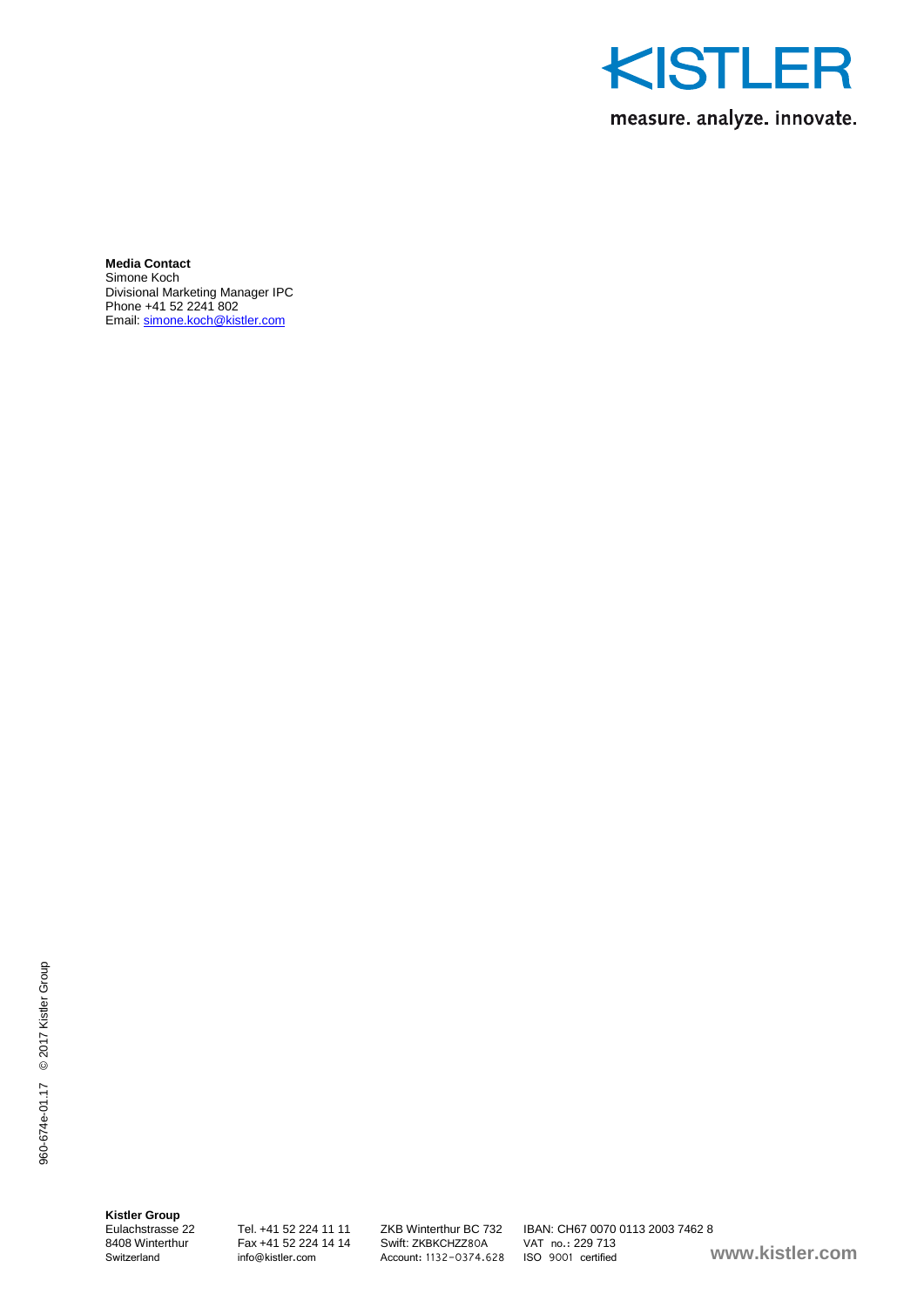**Media Contact**
Simone Koch
Divisional Marketing Manager IPC
Phone +41 52 2241 802
Email: simone.koch@kistler.com